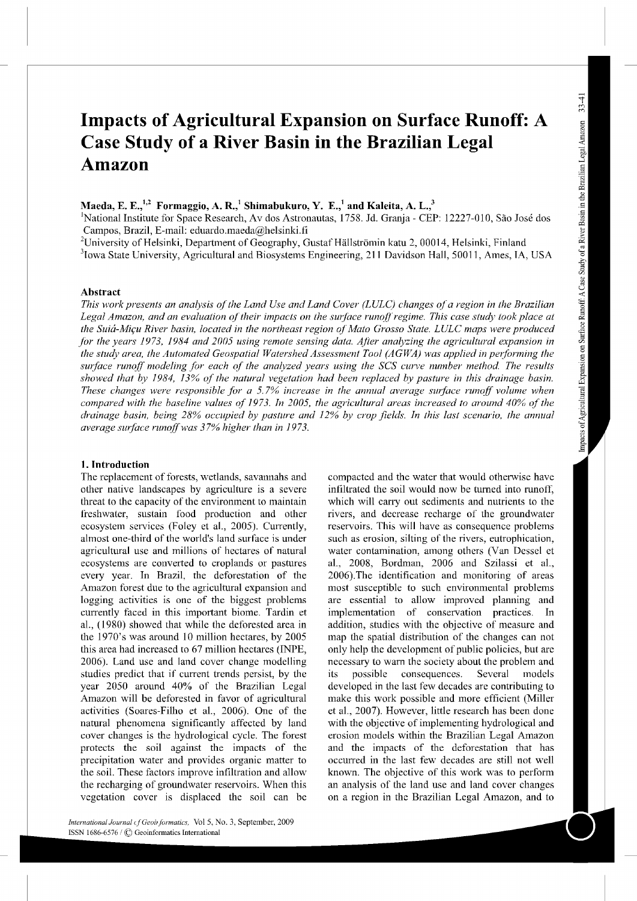# Impacts of Agricultural Expansion on Surface Runoff: A Case Study of a River Basin in the Brazilian Legal Amazon

**Maeda, E. E.,[1,2] Formaggio, A. R.,[1] Shimabukuro, Y. E.,[1] and Kaleita, A. L.,[3]**

[1]National Institute for Space Research, Av dos Astronautas, 1758. Jd. Granja - CEP: 12227-010, São José dos Campos, Brazil, E-mail: eduardo.maeda@helsinki.fi

[2]University of Helsinki, Department of Geography, Gustaf Hällströmin katu 2, 00014, Helsinki, Finland

[3]Iowa State University, Agricultural and Biosystems Engineering, 211 Davidson Hall, 50011, Ames, IA, USA

## Abstract

*This work presents an analysis of the Land Use and Land Cover (LULC) changes of a region in the Brazilian Legal Amazon, and an evaluation of their impacts on the surface runoff regime. This case study took place at the Suiá-Miçu River basin, located in the northeast region of Mato Grosso State. LULC maps were produced for the years 1973, 1984 and 2005 using remote sensing data. After analyzing the agricultural expansion in the study area, the Automated Geospatial Watershed Assessment Tool (AGWA) was applied in performing the surface runoff modeling for each of the analyzed years using the SCS curve number method. The results showed that by 1984, 13% of the natural vegetation had been replaced by pasture in this drainage basin. These changes were responsible for a 5.7% increase in the annual average surface runoff volume when compared with the baseline values of 1973. In 2005, the agricultural areas increased to around 40% of the drainage basin, being 28% occupied by pasture and 12% by crop fields. In this last scenario, the annual average surface runoff was 37% higher than in 1973.*

## 1. Introduction

The replacement of forests, wetlands, savannahs and other native landscapes by agriculture is a severe threat to the capacity of the environment to maintain freshwater, sustain food production and other ecosystem services (Foley et al., 2005). Currently, almost one-third of the world's land surface is under agricultural use and millions of hectares of natural ecosystems are converted to croplands or pastures every year. In Brazil, the deforestation of the Amazon forest due to the agricultural expansion and logging activities is one of the biggest problems currently faced in this important biome. Tardin et al., (1980) showed that while the deforested area in the 1970's was around 10 million hectares, by 2005 this area had increased to 67 million hectares (INPE, 2006). Land use and land cover change modelling studies predict that if current trends persist, by the year 2050 around 40% of the Brazilian Legal Amazon will be deforested in favor of agricultural activities (Soares-Filho et al., 2006). One of the natural phenomena significantly affected by land cover changes is the hydrological cycle. The forest protects the soil against the impacts of the precipitation water and provides organic matter to the soil. These factors improve infiltration and allow the recharging of groundwater reservoirs. When this vegetation cover is displaced the soil can be compacted and the water that would otherwise have infiltrated the soil would now be turned into runoff, which will carry out sediments and nutrients to the rivers, and decrease recharge of the groundwater reservoirs. This will have as consequence problems such as erosion, silting of the rivers, eutrophication, water contamination, among others (Van Dessel et al., 2008, Bordman, 2006 and Szilassi et al., 2006).The identification and monitoring of areas most susceptible to such environmental problems are essential to allow improved planning and implementation of conservation practices. In addition, studies with the objective of measure and map the spatial distribution of the changes can not only help the development of public policies, but are necessary to warn the society about the problem and its possible consequences. Several models developed in the last few decades are contributing to make this work possible and more efficient (Miller et al., 2007). However, little research has been done with the objective of implementing hydrological and erosion models within the Brazilian Legal Amazon and the impacts of the deforestation that has occurred in the last few decades are still not well known. The objective of this work was to perform an analysis of the land use and land cover changes on a region in the Brazilian Legal Amazon, and to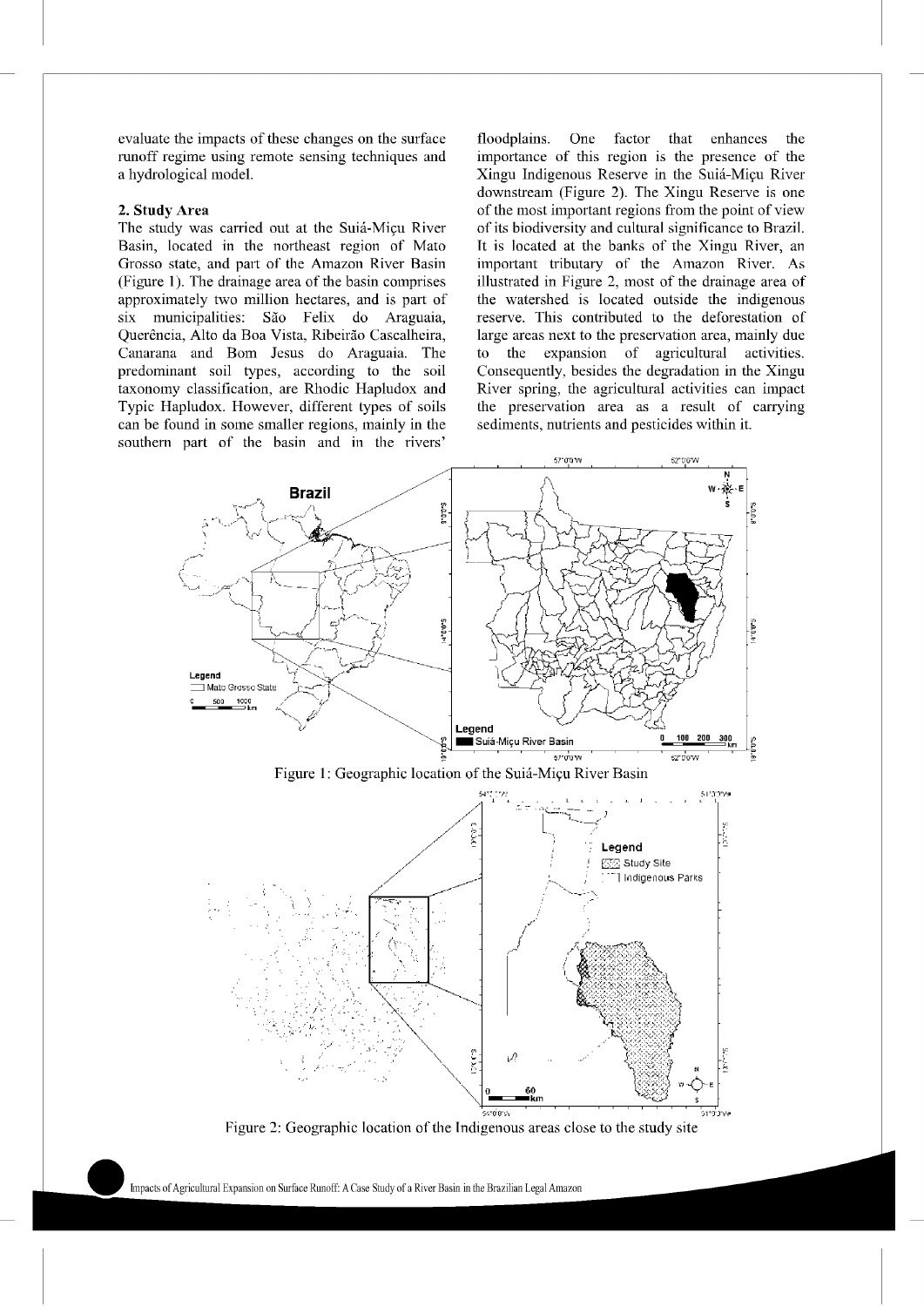evaluate the impacts of these changes on the surface runoff regime using remote sensing techniques and a hydrological model.

## 2. Study Area

The study was carried out at the Suiá-Miçu River Basin, located in the northeast region of Mato Grosso state, and part of the Amazon River Basin (Figure 1). The drainage area of the basin comprises approximately two million hectares, and is part of six municipalities: São Felix do Araguaia, Querência, Alto da Boa Vista, Ribeirão Cascalheira, Canarana and Bom Jesus do Araguaia. The predominant soil types, according to the soil taxonomy classification, are Rhodic Hapludox and Typic Hapludox. However, different types of soils can be found in some smaller regions, mainly in the southern part of the basin and in the rivers' floodplains. One factor that enhances the importance of this region is the presence of the Xingu Indigenous Reserve in the Suiá-Miçu River downstream (Figure 2). The Xingu Reserve is one of the most important regions from the point of view of its biodiversity and cultural significance to Brazil. It is located at the banks of the Xingu River, an important tributary of the Amazon River. As illustrated in Figure 2, most of the drainage area of the watershed is located outside the indigenous reserve. This contributed to the deforestation of large areas next to the preservation area, mainly due to the expansion of agricultural activities. Consequently, besides the degradation in the Xingu River spring, the agricultural activities can impact the preservation area as a result of carrying sediments, nutrients and pesticides within it.

Figure 1: Geographic location of the Suiá-Miçu River Basin

Figure 2: Geographic location of the Indigenous areas close to the study site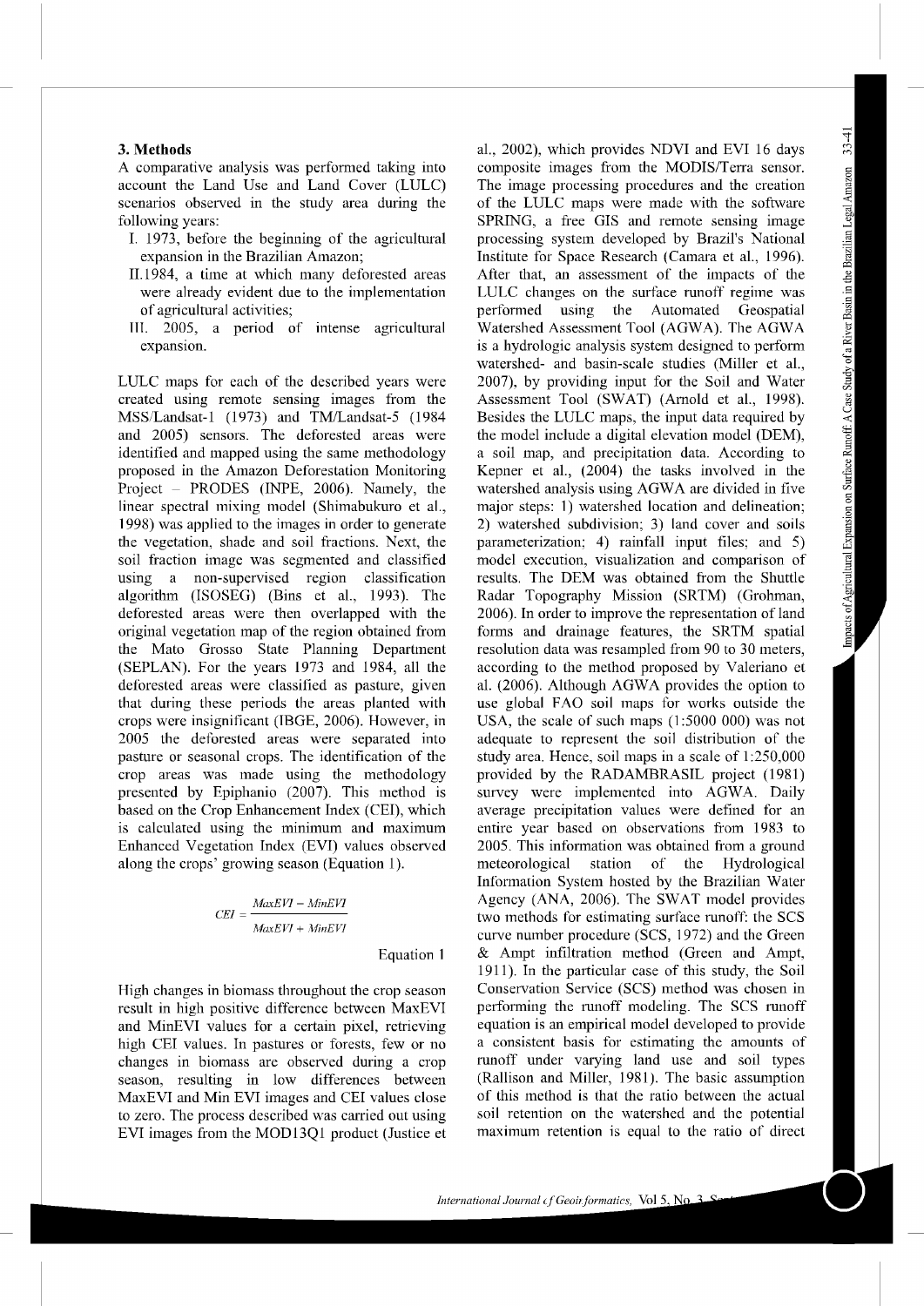## 3. Methods

A comparative analysis was performed taking into account the Land Use and Land Cover (LULC) scenarios observed in the study area during the following years:

I. 1973, before the beginning of the agricultural expansion in the Brazilian Amazon;

II. 1984, a time at which many deforested areas were already evident due to the implementation of agricultural activities;

III. 2005, a period of intense agricultural expansion.

LULC maps for each of the described years were created using remote sensing images from the MSS/Landsat-1 (1973) and TM/Landsat-5 (1984 and 2005) sensors. The deforested areas were identified and mapped using the same methodology proposed in the Amazon Deforestation Monitoring Project – PRODES (INPE, 2006). Namely, the linear spectral mixing model (Shimabukuro et al., 1998) was applied to the images in order to generate the vegetation, shade and soil fractions. Next, the soil fraction image was segmented and classified using a non-supervised region classification algorithm (ISOSEG) (Bins et al., 1993). The deforested areas were then overlapped with the original vegetation map of the region obtained from the Mato Grosso State Planning Department (SEPLAN). For the years 1973 and 1984, all the deforested areas were classified as pasture, given that during these periods the areas planted with crops were insignificant (IBGE, 2006). However, in 2005 the deforested areas were separated into pasture or seasonal crops. The identification of the crop areas was made using the methodology presented by Epiphanio (2007). This method is based on the Crop Enhancement Index (CEI), which is calculated using the minimum and maximum Enhanced Vegetation Index (EVI) values observed along the crops' growing season (Equation 1).

$$CEI = \frac{MaxEVI - MinEVI}{MaxEVI + MinEVI}$$

Equation 1

High changes in biomass throughout the crop season result in high positive difference between MaxEVI and MinEVI values for a certain pixel, retrieving high CEI values. In pastures or forests, few or no changes in biomass are observed during a crop season, resulting in low differences between MaxEVI and Min EVI images and CEI values close to zero. The process described was carried out using EVI images from the MOD13Q1 product (Justice et al., 2002), which provides NDVI and EVI 16 days composite images from the MODIS/Terra sensor. The image processing procedures and the creation of the LULC maps were made with the software SPRING, a free GIS and remote sensing image processing system developed by Brazil's National Institute for Space Research (Camara et al., 1996). After that, an assessment of the impacts of the LULC changes on the surface runoff regime was performed using the Automated Geospatial Watershed Assessment Tool (AGWA). The AGWA is a hydrologic analysis system designed to perform watershed- and basin-scale studies (Miller et al., 2007), by providing input for the Soil and Water Assessment Tool (SWAT) (Arnold et al., 1998). Besides the LULC maps, the input data required by the model include a digital elevation model (DEM), a soil map, and precipitation data. According to Kepner et al., (2004) the tasks involved in the watershed analysis using AGWA are divided in five major steps: 1) watershed location and delineation; 2) watershed subdivision; 3) land cover and soils parameterization; 4) rainfall input files; and 5) model execution, visualization and comparison of results. The DEM was obtained from the Shuttle Radar Topography Mission (SRTM) (Grohman, 2006). In order to improve the representation of land forms and drainage features, the SRTM spatial resolution data was resampled from 90 to 30 meters, according to the method proposed by Valeriano et al. (2006). Although AGWA provides the option to use global FAO soil maps for works outside the USA, the scale of such maps (1:5000 000) was not adequate to represent the soil distribution of the study area. Hence, soil maps in a scale of 1:250,000 provided by the RADAMBRASIL project (1981) survey were implemented into AGWA. Daily average precipitation values were defined for an entire year based on observations from 1983 to 2005. This information was obtained from a ground meteorological station of the Hydrological Information System hosted by the Brazilian Water Agency (ANA, 2006). The SWAT model provides two methods for estimating surface runoff: the SCS curve number procedure (SCS, 1972) and the Green & Ampt infiltration method (Green and Ampt, 1911). In the particular case of this study, the Soil Conservation Service (SCS) method was chosen in performing the runoff modeling. The SCS runoff equation is an empirical model developed to provide a consistent basis for estimating the amounts of runoff under varying land use and soil types (Rallison and Miller, 1981). The basic assumption of this method is that the ratio between the actual soil retention on the watershed and the potential maximum retention is equal to the ratio of direct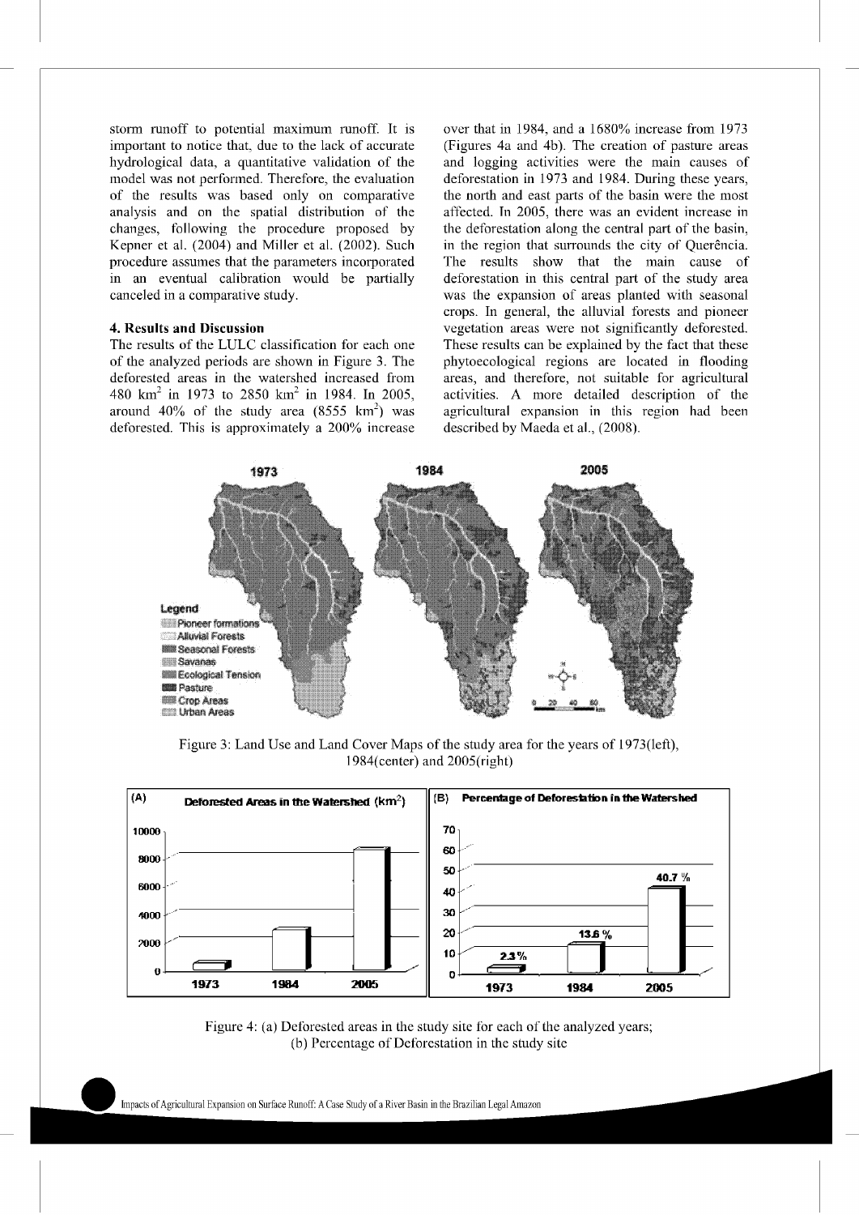storm runoff to potential maximum runoff. It is important to notice that, due to the lack of accurate hydrological data, a quantitative validation of the model was not performed. Therefore, the evaluation of the results was based only on comparative analysis and on the spatial distribution of the changes, following the procedure proposed by Kepner et al. (2004) and Miller et al. (2002). Such procedure assumes that the parameters incorporated in an eventual calibration would be partially canceled in a comparative study.

## 4. Results and Discussion

The results of the LULC classification for each one of the analyzed periods are shown in Figure 3. The deforested areas in the watershed increased from 480 $km^2$ in 1973 to 2850 $km^2$ in 1984. In 2005, around 40% of the study area (8555 $km^2$) was deforested. This is approximately a 200% increase over that in 1984, and a 1680% increase from 1973 (Figures 4a and 4b). The creation of pasture areas and logging activities were the main causes of deforestation in 1973 and 1984. During these years, the north and east parts of the basin were the most affected. In 2005, there was an evident increase in the deforestation along the central part of the basin, in the region that surrounds the city of Querência. The results show that the main cause of deforestation in this central part of the study area was the expansion of areas planted with seasonal crops. In general, the alluvial forests and pioneer vegetation areas were not significantly deforested. These results can be explained by the fact that these phytoecological regions are located in flooding areas, and therefore, not suitable for agricultural activities. A more detailed description of the agricultural expansion in this region had been described by Maeda et al., (2008).

Figure 3: Land Use and Land Cover Maps of the study area for the years of 1973(left), 1984(center) and 2005(right)

Figure 4: (a) Deforested areas in the study site for each of the analyzed years; (b) Percentage of Deforestation in the study site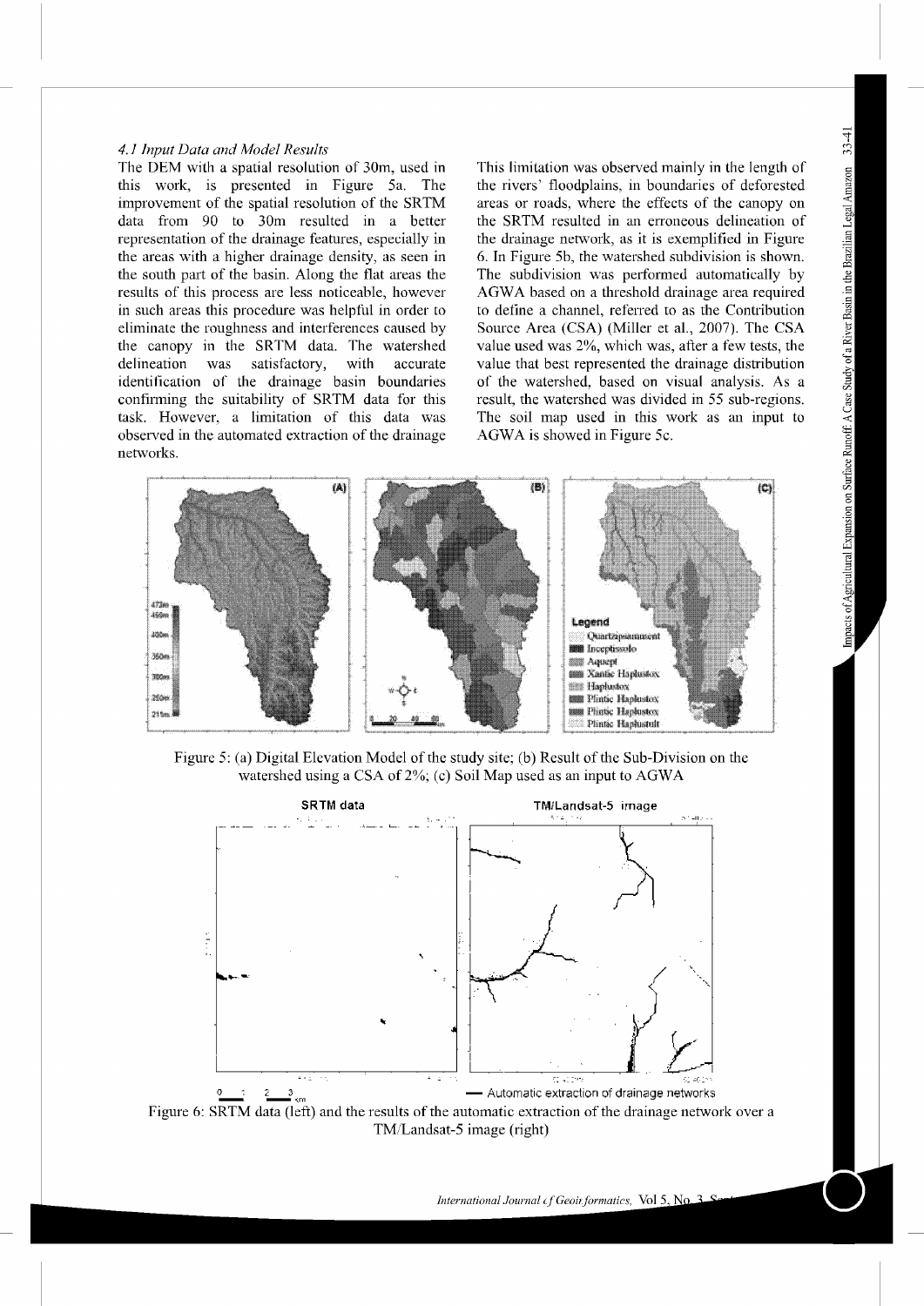### 4.1 Input Data and Model Results

The DEM with a spatial resolution of 30m, used in this work, is presented in Figure 5a. The improvement of the spatial resolution of the SRTM data from 90 to 30m resulted in a better representation of the drainage features, especially in the areas with a higher drainage density, as seen in the south part of the basin. Along the flat areas the results of this process are less noticeable, however in such areas this procedure was helpful in order to eliminate the roughness and interferences caused by the canopy in the SRTM data. The watershed delineation was satisfactory, with accurate identification of the drainage basin boundaries confirming the suitability of SRTM data for this task. However, a limitation of this data was observed in the automated extraction of the drainage networks.

This limitation was observed mainly in the length of the rivers' floodplains, in boundaries of deforested areas or roads, where the effects of the canopy on the SRTM resulted in an erroneous delineation of the drainage network, as it is exemplified in Figure 6. In Figure 5b, the watershed subdivision is shown. The subdivision was performed automatically by AGWA based on a threshold drainage area required to define a channel, referred to as the Contribution Source Area (CSA) (Miller et al., 2007). The CSA value used was 2%, which was, after a few tests, the value that best represented the drainage distribution of the watershed, based on visual analysis. As a result, the watershed was divided in 55 sub-regions. The soil map used in this work as an input to AGWA is showed in Figure 5c.

Figure 5: (a) Digital Elevation Model of the study site; (b) Result of the Sub-Division on the watershed using a CSA of 2%; (c) Soil Map used as an input to AGWA

Figure 6: SRTM data (left) and the results of the automatic extraction of the drainage network over a TM/Landsat-5 image (right)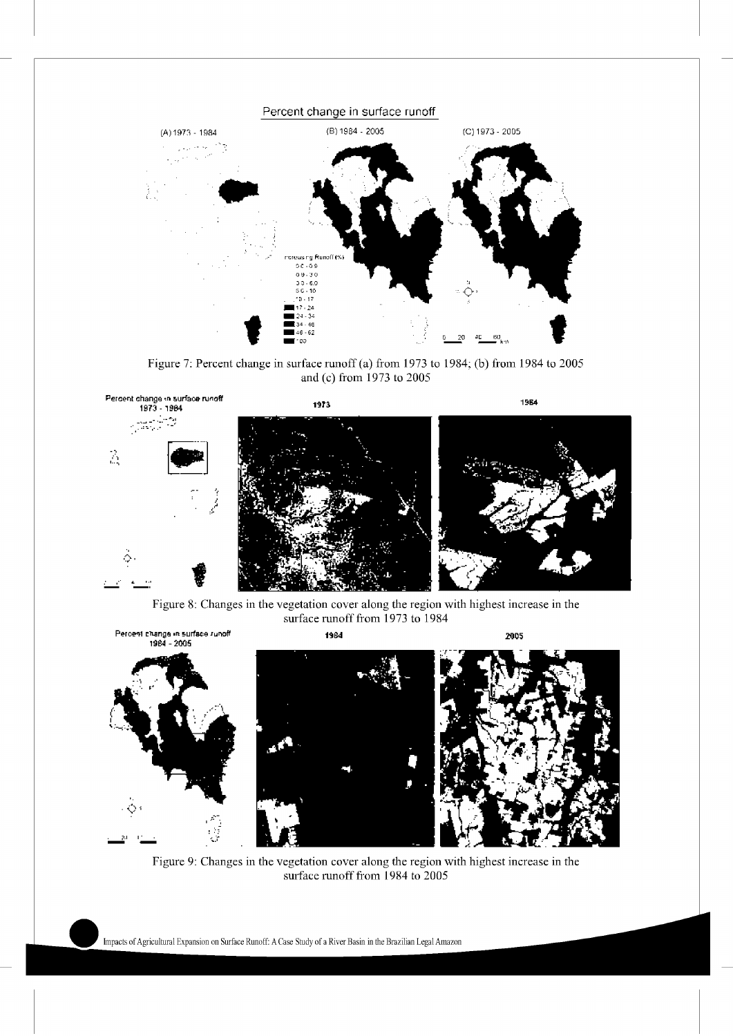Figure 7: Percent change in surface runoff (a) from 1973 to 1984; (b) from 1984 to 2005 and (c) from 1973 to 2005

Figure 8: Changes in the vegetation cover along the region with highest increase in the surface runoff from 1973 to 1984

Figure 9: Changes in the vegetation cover along the region with highest increase in the surface runoff from 1984 to 2005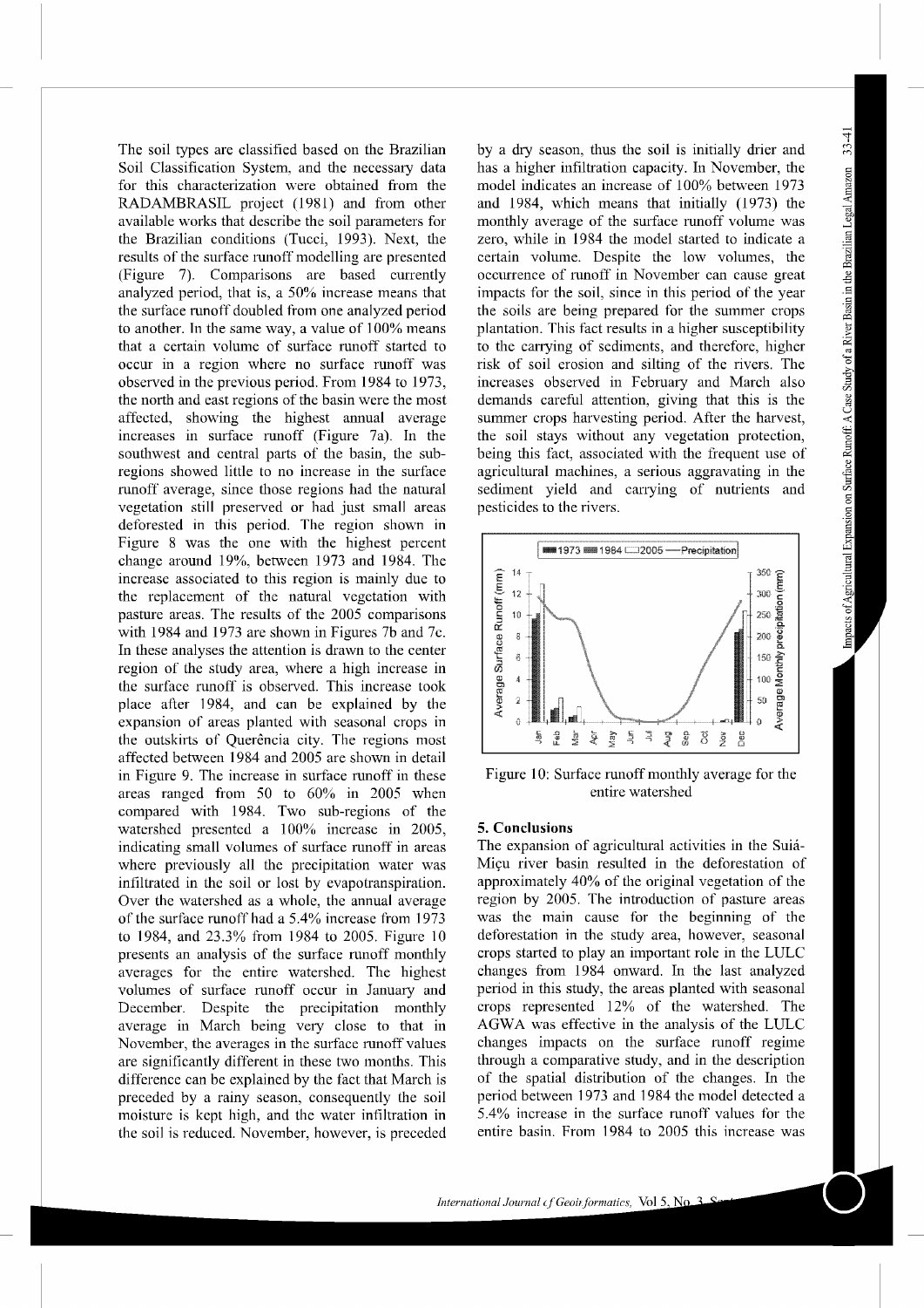The soil types are classified based on the Brazilian Soil Classification System, and the necessary data for this characterization were obtained from the RADAMBRASIL project (1981) and from other available works that describe the soil parameters for the Brazilian conditions (Tucci, 1993). Next, the results of the surface runoff modelling are presented (Figure 7). Comparisons are based currently analyzed period, that is, a 50% increase means that the surface runoff doubled from one analyzed period to another. In the same way, a value of 100% means that a certain volume of surface runoff started to occur in a region where no surface runoff was observed in the previous period. From 1984 to 1973, the north and east regions of the basin were the most affected, showing the highest annual average increases in surface runoff (Figure 7a). In the southwest and central parts of the basin, the sub-regions showed little to no increase in the surface runoff average, since those regions had the natural vegetation still preserved or had just small areas deforested in this period. The region shown in Figure 8 was the one with the highest percent change around 19%, between 1973 and 1984. The increase associated to this region is mainly due to the replacement of the natural vegetation with pasture areas. The results of the 2005 comparisons with 1984 and 1973 are shown in Figures 7b and 7c. In these analyses the attention is drawn to the center region of the study area, where a high increase in the surface runoff is observed. This increase took place after 1984, and can be explained by the expansion of areas planted with seasonal crops in the outskirts of Querência city. The regions most affected between 1984 and 2005 are shown in detail in Figure 9. The increase in surface runoff in these areas ranged from 50 to 60% in 2005 when compared with 1984. Two sub-regions of the watershed presented a 100% increase in 2005, indicating small volumes of surface runoff in areas where previously all the precipitation water was infiltrated in the soil or lost by evapotranspiration. Over the watershed as a whole, the annual average of the surface runoff had a 5.4% increase from 1973 to 1984, and 23.3% from 1984 to 2005. Figure 10 presents an analysis of the surface runoff monthly averages for the entire watershed. The highest volumes of surface runoff occur in January and December. Despite the precipitation monthly average in March being very close to that in November, the averages in the surface runoff values are significantly different in these two months. This difference can be explained by the fact that March is preceded by a rainy season, consequently the soil moisture is kept high, and the water infiltration in the soil is reduced. November, however, is preceded by a dry season, thus the soil is initially drier and has a higher infiltration capacity. In November, the model indicates an increase of 100% between 1973 and 1984, which means that initially (1973) the monthly average of the surface runoff volume was zero, while in 1984 the model started to indicate a certain volume. Despite the low volumes, the occurrence of runoff in November can cause great impacts for the soil, since in this period of the year the soils are being prepared for the summer crops plantation. This fact results in a higher susceptibility to the carrying of sediments, and therefore, higher risk of soil erosion and silting of the rivers. The increases observed in February and March also demands careful attention, giving that this is the summer crops harvesting period. After the harvest, the soil stays without any vegetation protection, being this fact, associated with the frequent use of agricultural machines, a serious aggravating in the sediment yield and carrying of nutrients and pesticides to the rivers.

Figure 10: Surface runoff monthly average for the entire watershed

## 5. Conclusions

The expansion of agricultural activities in the Suiá-Miçu river basin resulted in the deforestation of approximately 40% of the original vegetation of the region by 2005. The introduction of pasture areas was the main cause for the beginning of the deforestation in the study area, however, seasonal crops started to play an important role in the LULC changes from 1984 onward. In the last analyzed period in this study, the areas planted with seasonal crops represented 12% of the watershed. The AGWA was effective in the analysis of the LULC changes impacts on the surface runoff regime through a comparative study, and in the description of the spatial distribution of the changes. In the period between 1973 and 1984 the model detected a 5.4% increase in the surface runoff values for the entire basin. From 1984 to 2005 this increase was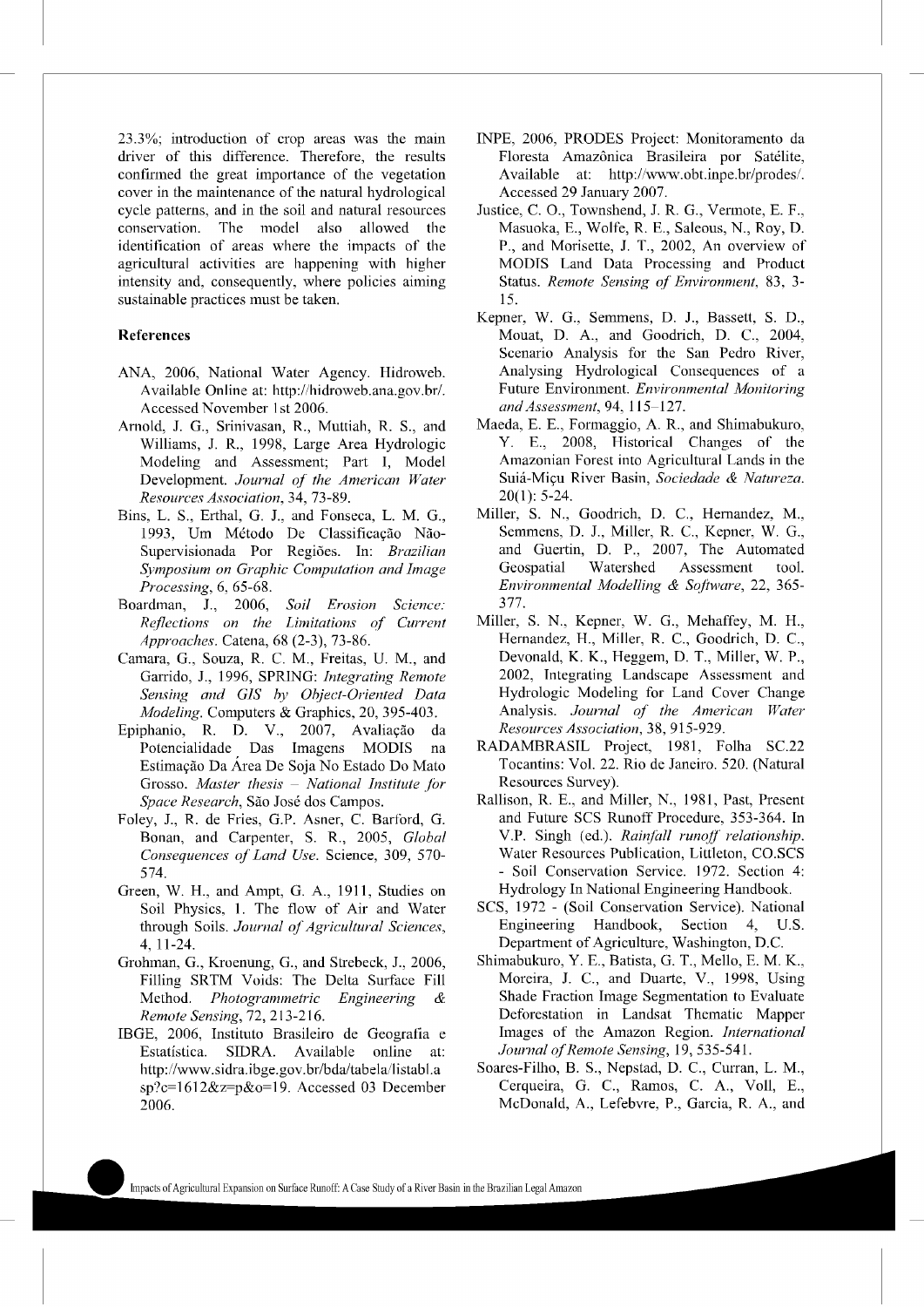23.3%; introduction of crop areas was the main driver of this difference. Therefore, the results confirmed the great importance of the vegetation cover in the maintenance of the natural hydrological cycle patterns, and in the soil and natural resources conservation. The model also allowed the identification of areas where the impacts of the agricultural activities are happening with higher intensity and, consequently, where policies aiming sustainable practices must be taken.

## References

ANA, 2006, National Water Agency. Hidroweb. Available Online at: http://hidroweb.ana.gov.br/. Accessed November 1st 2006.

Arnold, J. G., Srinivasan, R., Muttiah, R. S., and Williams, J. R., 1998, Large Area Hydrologic Modeling and Assessment; Part I, Model Development. *Journal of the American Water Resources Association*, 34, 73-89.

Bins, L. S., Erthal, G. J., and Fonseca, L. M. G., 1993, Um Método De Classificação Não-Supervisionada Por Regiões. In: *Brazilian Symposium on Graphic Computation and Image Processing*, 6, 65-68.

Boardman, J., 2006, *Soil Erosion Science: Reflections on the Limitations of Current Approaches*. Catena, 68 (2-3), 73-86.

Camara, G., Souza, R. C. M., Freitas, U. M., and Garrido, J., 1996, SPRING: *Integrating Remote Sensing and GIS by Object-Oriented Data Modeling*. Computers & Graphics, 20, 395-403.

Epiphanio, R. D. V., 2007, Avaliação da Potencialidade Das Imagens MODIS na Estimação Da Área De Soja No Estado Do Mato Grosso. *Master thesis – National Institute for Space Research*, São José dos Campos.

Foley, J., R. de Fries, G.P. Asner, C. Barford, G. Bonan, and Carpenter, S. R., 2005, *Global Consequences of Land Use*. Science, 309, 570-574.

Green, W. H., and Ampt, G. A., 1911, Studies on Soil Physics, 1. The flow of Air and Water through Soils. *Journal of Agricultural Sciences*, 4, 11-24.

Grohman, G., Kroenung, G., and Strebeck, J., 2006, Filling SRTM Voids: The Delta Surface Fill Method. *Photogrammetric Engineering & Remote Sensing*, 72, 213-216.

IBGE, 2006, Instituto Brasileiro de Geografia e Estatística. SIDRA. Available online at: http://www.sidra.ibge.gov.br/bda/tabela/listabl.asp?c=1612&z=p&o=19. Accessed 03 December 2006.

INPE, 2006, PRODES Project: Monitoramento da Floresta Amazônica Brasileira por Satélite, Available at: http://www.obt.inpe.br/prodes/. Accessed 29 January 2007.

Justice, C. O., Townshend, J. R. G., Vermote, E. F., Masuoka, E., Wolfe, R. E., Saleous, N., Roy, D. P., and Morisette, J. T., 2002, An overview of MODIS Land Data Processing and Product Status. *Remote Sensing of Environment*, 83, 3-15.

Kepner, W. G., Semmens, D. J., Bassett, S. D., Mouat, D. A., and Goodrich, D. C., 2004, Scenario Analysis for the San Pedro River, Analysing Hydrological Consequences of a Future Environment. *Environmental Monitoring and Assessment*, 94, 115–127.

Maeda, E. E., Formaggio, A. R., and Shimabukuro, Y. E., 2008, Historical Changes of the Amazonian Forest into Agricultural Lands in the Suiá-Miçu River Basin, *Sociedade & Natureza*. 20(1): 5-24.

Miller, S. N., Goodrich, D. C., Hernandez, M., Semmens, D. J., Miller, R. C., Kepner, W. G., and Guertin, D. P., 2007, The Automated Geospatial Watershed Assessment tool. *Environmental Modelling & Software*, 22, 365-377.

Miller, S. N., Kepner, W. G., Mehaffey, M. H., Hernandez, H., Miller, R. C., Goodrich, D. C., Devonald, K. K., Heggem, D. T., Miller, W. P., 2002, Integrating Landscape Assessment and Hydrologic Modeling for Land Cover Change Analysis. *Journal of the American Water Resources Association*, 38, 915-929.

RADAMBRASIL Project, 1981, Folha SC.22 Tocantins: Vol. 22. Rio de Janeiro. 520. (Natural Resources Survey).

Rallison, R. E., and Miller, N., 1981, Past, Present and Future SCS Runoff Procedure, 353-364. In V.P. Singh (ed.). *Rainfall runoff relationship*. Water Resources Publication, Littleton, CO.SCS - Soil Conservation Service. 1972. Section 4: Hydrology In National Engineering Handbook.

SCS, 1972 - (Soil Conservation Service). National Engineering Handbook, Section 4, U.S. Department of Agriculture, Washington, D.C.

Shimabukuro, Y. E., Batista, G. T., Mello, E. M. K., Moreira, J. C., and Duarte, V., 1998, Using Shade Fraction Image Segmentation to Evaluate Deforestation in Landsat Thematic Mapper Images of the Amazon Region. *International Journal of Remote Sensing*, 19, 535-541.

Soares-Filho, B. S., Nepstad, D. C., Curran, L. M., Cerqueira, G. C., Ramos, C. A., Voll, E., McDonald, A., Lefebvre, P., Garcia, R. A., and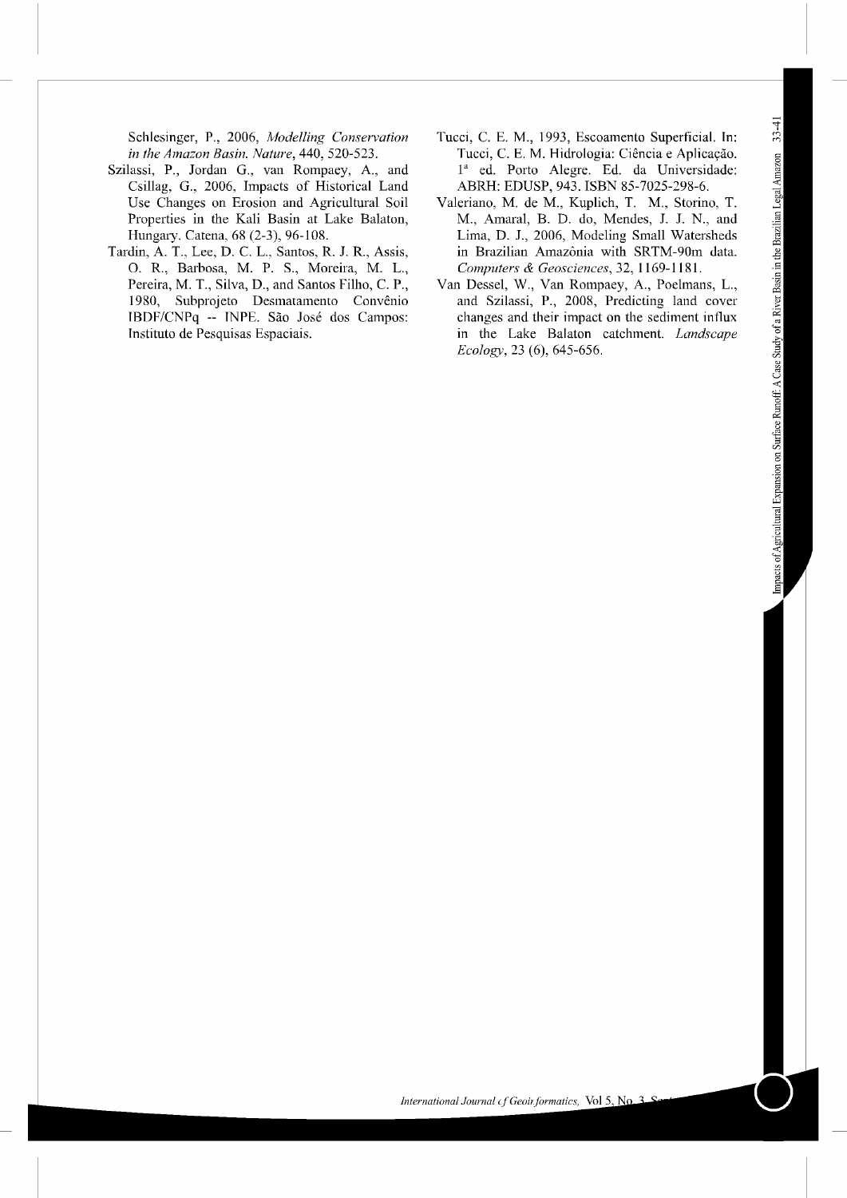Schlesinger, P., 2006, *Modelling Conservation in the Amazon Basin. Nature*, 440, 520-523.

Szilassi, P., Jordan G., van Rompaey, A., and Csillag, G., 2006, Impacts of Historical Land Use Changes on Erosion and Agricultural Soil Properties in the Kali Basin at Lake Balaton, Hungary. Catena, 68 (2-3), 96-108.

Tardin, A. T., Lee, D. C. L., Santos, R. J. R., Assis, O. R., Barbosa, M. P. S., Moreira, M. L., Pereira, M. T., Silva, D., and Santos Filho, C. P., 1980, Subprojeto Desmatamento Convênio IBDF/CNPq -- INPE. São José dos Campos: Instituto de Pesquisas Espaciais.

Tucci, C. E. M., 1993, Escoamento Superficial. In: Tucci, C. E. M. Hidrologia: Ciência e Aplicação. 1ª ed. Porto Alegre. Ed. da Universidade: ABRH: EDUSP, 943. ISBN 85-7025-298-6.

Valeriano, M. de M., Kuplich, T. M., Storino, T. M., Amaral, B. D. do, Mendes, J. J. N., and Lima, D. J., 2006, Modeling Small Watersheds in Brazilian Amazônia with SRTM-90m data. *Computers & Geosciences*, 32, 1169-1181.

Van Dessel, W., Van Rompaey, A., Poelmans, L., and Szilassi, P., 2008, Predicting land cover changes and their impact on the sediment influx in the Lake Balaton catchment. *Landscape Ecology*, 23 (6), 645-656.